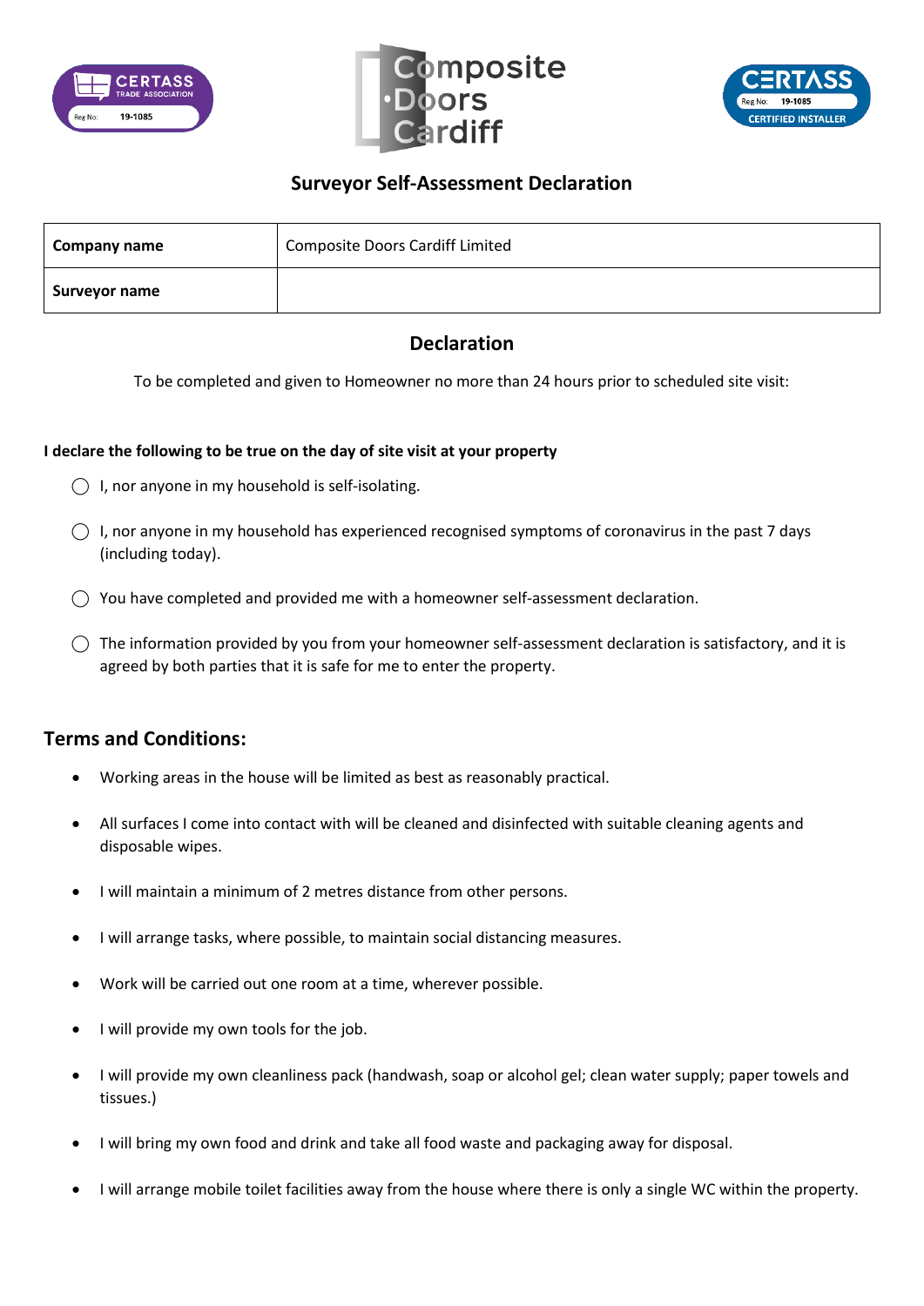# Surveyor Self-Assessment Declaration

| **Company name** | Composite Doors Cardiff Limited |
|---|---|
| **Surveyor name** | |

## Declaration

To be completed and given to Homeowner no more than 24 hours prior to scheduled site visit:

**I declare the following to be true on the day of site visit at your property**

- ◯ I, nor anyone in my household is self-isolating.
- ◯ I, nor anyone in my household has experienced recognised symptoms of coronavirus in the past 7 days (including today).
- ◯ You have completed and provided me with a homeowner self-assessment declaration.
- ◯ The information provided by you from your homeowner self-assessment declaration is satisfactory, and it is agreed by both parties that it is safe for me to enter the property.

## Terms and Conditions:

- Working areas in the house will be limited as best as reasonably practical.
- All surfaces I come into contact with will be cleaned and disinfected with suitable cleaning agents and disposable wipes.
- I will maintain a minimum of 2 metres distance from other persons.
- I will arrange tasks, where possible, to maintain social distancing measures.
- Work will be carried out one room at a time, wherever possible.
- I will provide my own tools for the job.
- I will provide my own cleanliness pack (handwash, soap or alcohol gel; clean water supply; paper towels and tissues.)
- I will bring my own food and drink and take all food waste and packaging away for disposal.
- I will arrange mobile toilet facilities away from the house where there is only a single WC within the property.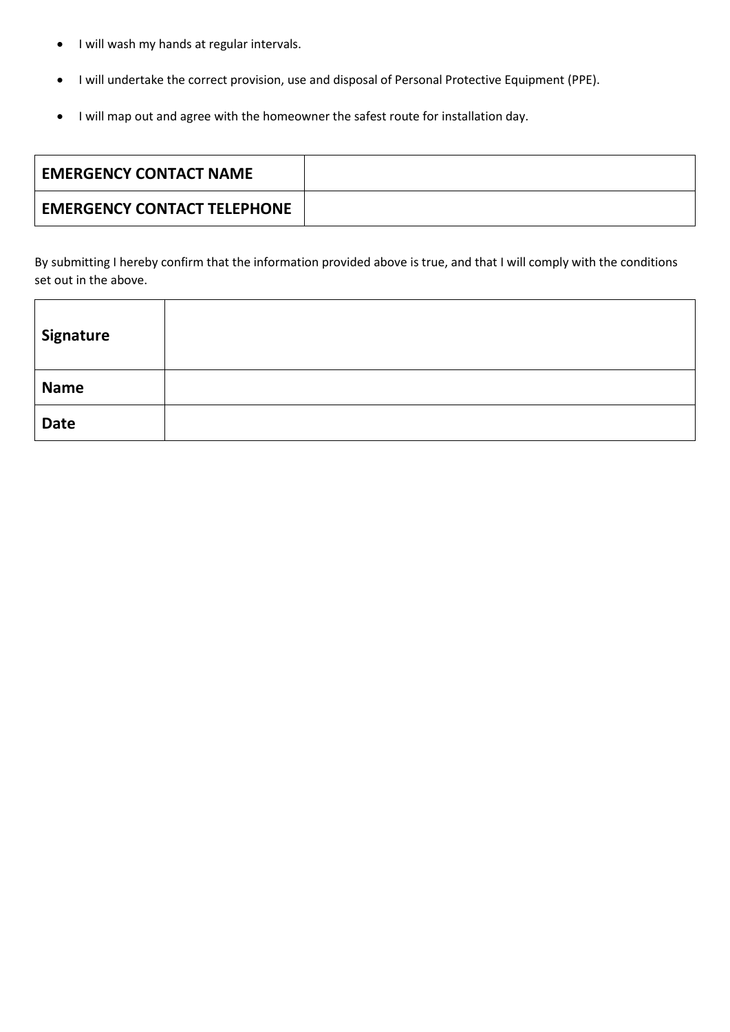- I will wash my hands at regular intervals.
- I will undertake the correct provision, use and disposal of Personal Protective Equipment (PPE).
- I will map out and agree with the homeowner the safest route for installation day.

| | |
|---|---|
| **EMERGENCY CONTACT NAME** | |
| **EMERGENCY CONTACT TELEPHONE** | |

By submitting I hereby confirm that the information provided above is true, and that I will comply with the conditions set out in the above.

| | |
|---|---|
| **Signature** | |
| **Name** | |
| **Date** | |